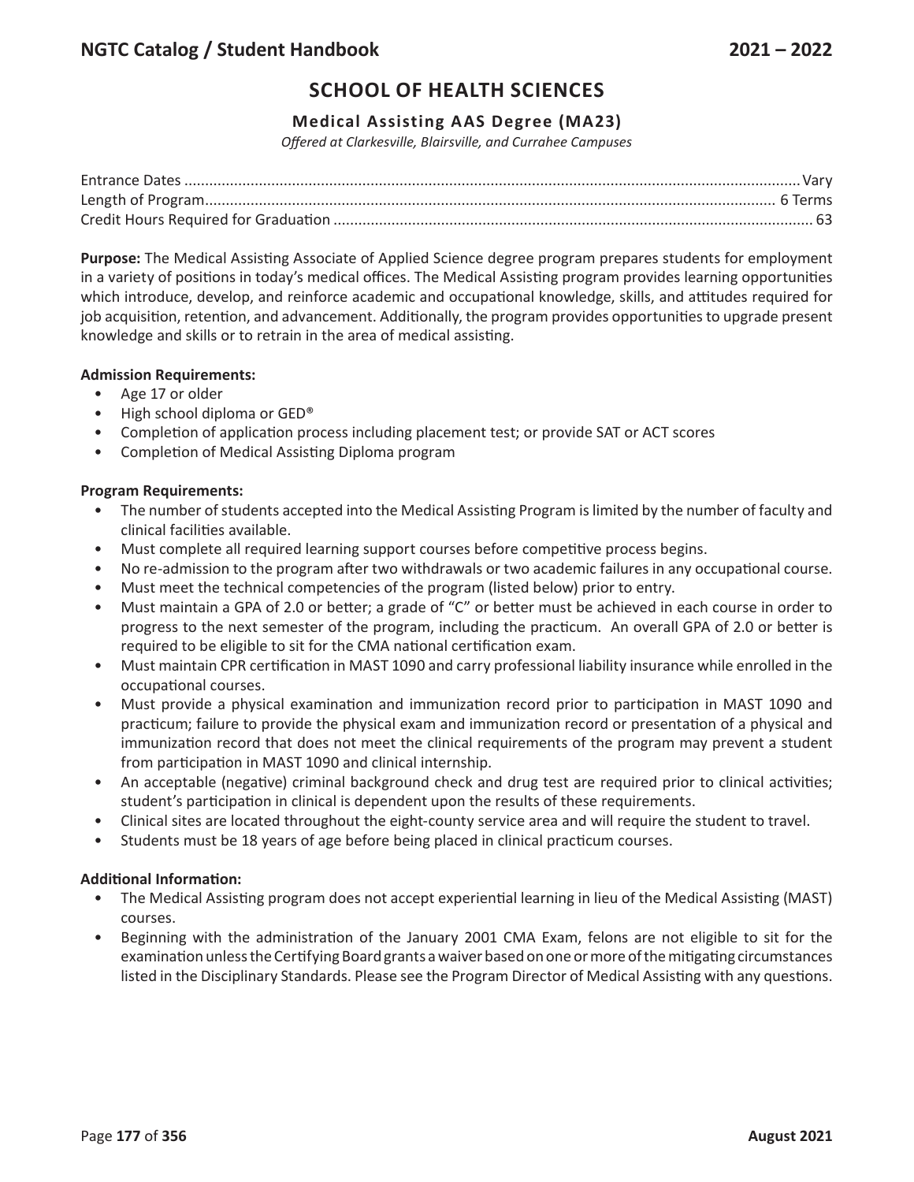# SCHOOL OF HEALTH SCIENCES

## Medical Assisting AAS Degree (MA23)

*Offered at Clarkesville, Blairsville, and Currahee Campuses*

Entrance Dates .......... Vary
Length of Program .......... 6 Terms
Credit Hours Required for Graduation .......... 63

**Purpose:** The Medical Assisting Associate of Applied Science degree program prepares students for employment in a variety of positions in today's medical offices. The Medical Assisting program provides learning opportunities which introduce, develop, and reinforce academic and occupational knowledge, skills, and attitudes required for job acquisition, retention, and advancement. Additionally, the program provides opportunities to upgrade present knowledge and skills or to retrain in the area of medical assisting.

**Admission Requirements:**

- Age 17 or older
- High school diploma or GED®
- Completion of application process including placement test; or provide SAT or ACT scores
- Completion of Medical Assisting Diploma program

**Program Requirements:**

- The number of students accepted into the Medical Assisting Program is limited by the number of faculty and clinical facilities available.
- Must complete all required learning support courses before competitive process begins.
- No re-admission to the program after two withdrawals or two academic failures in any occupational course.
- Must meet the technical competencies of the program (listed below) prior to entry.
- Must maintain a GPA of 2.0 or better; a grade of "C" or better must be achieved in each course in order to progress to the next semester of the program, including the practicum. An overall GPA of 2.0 or better is required to be eligible to sit for the CMA national certification exam.
- Must maintain CPR certification in MAST 1090 and carry professional liability insurance while enrolled in the occupational courses.
- Must provide a physical examination and immunization record prior to participation in MAST 1090 and practicum; failure to provide the physical exam and immunization record or presentation of a physical and immunization record that does not meet the clinical requirements of the program may prevent a student from participation in MAST 1090 and clinical internship.
- An acceptable (negative) criminal background check and drug test are required prior to clinical activities; student's participation in clinical is dependent upon the results of these requirements.
- Clinical sites are located throughout the eight-county service area and will require the student to travel.
- Students must be 18 years of age before being placed in clinical practicum courses.

**Additional Information:**

- The Medical Assisting program does not accept experiential learning in lieu of the Medical Assisting (MAST) courses.
- Beginning with the administration of the January 2001 CMA Exam, felons are not eligible to sit for the examination unless the Certifying Board grants a waiver based on one or more of the mitigating circumstances listed in the Disciplinary Standards. Please see the Program Director of Medical Assisting with any questions.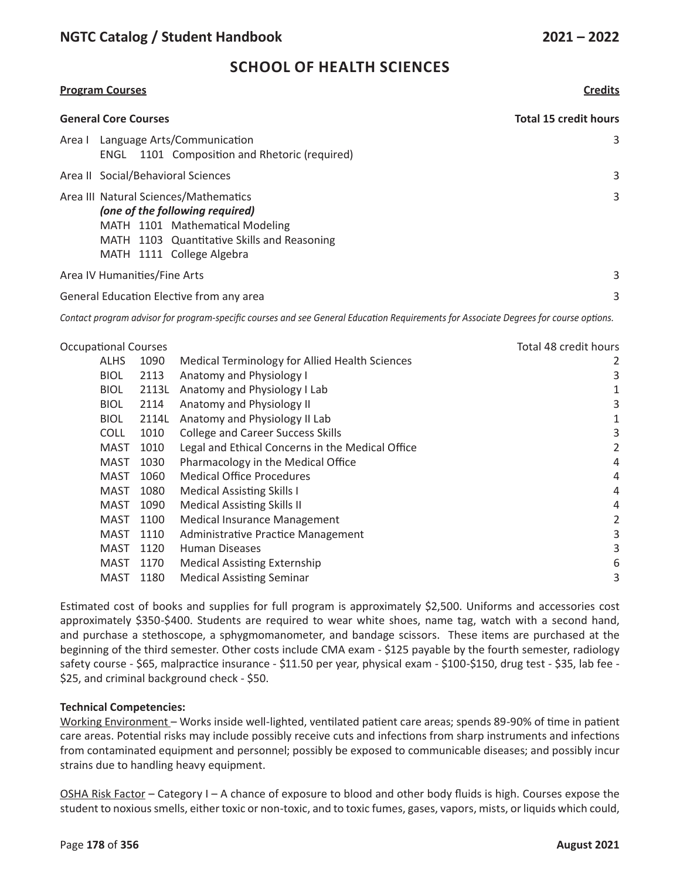## SCHOOL OF HEALTH SCIENCES

| **Program Courses** | **Credits** |
|---|---|
| **General Core Courses** | **Total 15 credit hours** |
| Area I Language Arts/Communication<br>ENGL 1101 Composition and Rhetoric (required) | 3 |
| Area II Social/Behavioral Sciences | 3 |
| Area III Natural Sciences/Mathematics<br>***(one of the following required)***<br>MATH 1101 Mathematical Modeling<br>MATH 1103 Quantitative Skills and Reasoning<br>MATH 1111 College Algebra | 3 |
| Area IV Humanities/Fine Arts | 3 |
| General Education Elective from any area | 3 |

*Contact program advisor for program-specific courses and see General Education Requirements for Associate Degrees for course options.*

| Occupational Courses | | | Total 48 credit hours |
|---|---|---|---|
| ALHS | 1090 | Medical Terminology for Allied Health Sciences | 2 |
| BIOL | 2113 | Anatomy and Physiology I | 3 |
| BIOL | 2113L | Anatomy and Physiology I Lab | 1 |
| BIOL | 2114 | Anatomy and Physiology II | 3 |
| BIOL | 2114L | Anatomy and Physiology II Lab | 1 |
| COLL | 1010 | College and Career Success Skills | 3 |
| MAST | 1010 | Legal and Ethical Concerns in the Medical Office | 2 |
| MAST | 1030 | Pharmacology in the Medical Office | 4 |
| MAST | 1060 | Medical Office Procedures | 4 |
| MAST | 1080 | Medical Assisting Skills I | 4 |
| MAST | 1090 | Medical Assisting Skills II | 4 |
| MAST | 1100 | Medical Insurance Management | 2 |
| MAST | 1110 | Administrative Practice Management | 3 |
| MAST | 1120 | Human Diseases | 3 |
| MAST | 1170 | Medical Assisting Externship | 6 |
| MAST | 1180 | Medical Assisting Seminar | 3 |

Estimated cost of books and supplies for full program is approximately $2,500. Uniforms and accessories cost approximately $350-$400. Students are required to wear white shoes, name tag, watch with a second hand, and purchase a stethoscope, a sphygmomanometer, and bandage scissors. These items are purchased at the beginning of the third semester. Other costs include CMA exam - $125 payable by the fourth semester, radiology safety course - $65, malpractice insurance - $11.50 per year, physical exam - $100-$150, drug test - $35, lab fee - $25, and criminal background check - $50.

**Technical Competencies:**

Working Environment – Works inside well-lighted, ventilated patient care areas; spends 89-90% of time in patient care areas. Potential risks may include possibly receive cuts and infections from sharp instruments and infections from contaminated equipment and personnel; possibly be exposed to communicable diseases; and possibly incur strains due to handling heavy equipment.

OSHA Risk Factor – Category I – A chance of exposure to blood and other body fluids is high. Courses expose the student to noxious smells, either toxic or non-toxic, and to toxic fumes, gases, vapors, mists, or liquids which could,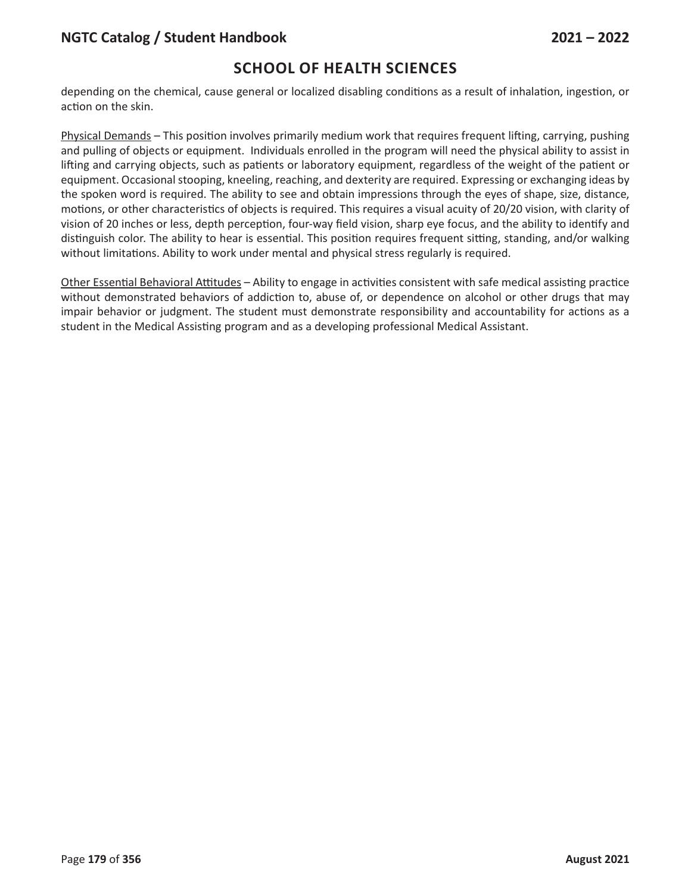## SCHOOL OF HEALTH SCIENCES

depending on the chemical, cause general or localized disabling conditions as a result of inhalation, ingestion, or action on the skin.

<u>Physical Demands</u> – This position involves primarily medium work that requires frequent lifting, carrying, pushing and pulling of objects or equipment. Individuals enrolled in the program will need the physical ability to assist in lifting and carrying objects, such as patients or laboratory equipment, regardless of the weight of the patient or equipment. Occasional stooping, kneeling, reaching, and dexterity are required. Expressing or exchanging ideas by the spoken word is required. The ability to see and obtain impressions through the eyes of shape, size, distance, motions, or other characteristics of objects is required. This requires a visual acuity of 20/20 vision, with clarity of vision of 20 inches or less, depth perception, four-way field vision, sharp eye focus, and the ability to identify and distinguish color. The ability to hear is essential. This position requires frequent sitting, standing, and/or walking without limitations. Ability to work under mental and physical stress regularly is required.

<u>Other Essential Behavioral Attitudes</u> – Ability to engage in activities consistent with safe medical assisting practice without demonstrated behaviors of addiction to, abuse of, or dependence on alcohol or other drugs that may impair behavior or judgment. The student must demonstrate responsibility and accountability for actions as a student in the Medical Assisting program and as a developing professional Medical Assistant.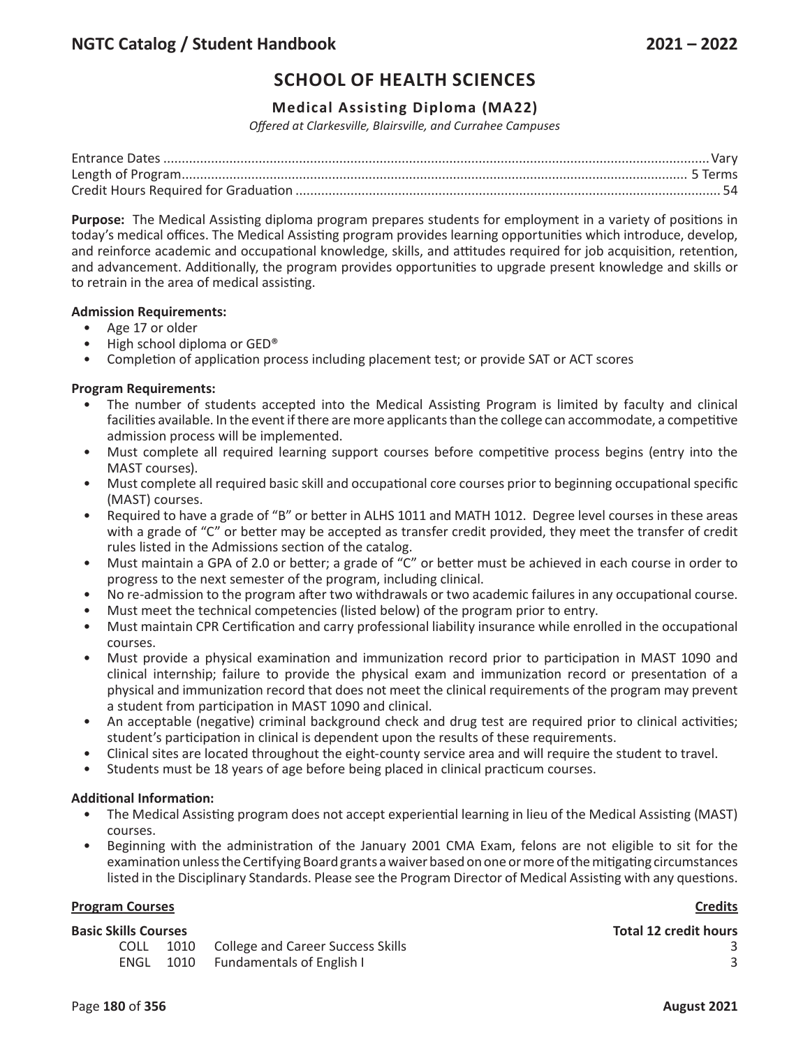# SCHOOL OF HEALTH SCIENCES

### Medical Assisting Diploma (MA22)

*Offered at Clarkesville, Blairsville, and Currahee Campuses*

Entrance Dates .......... Vary
Length of Program .......... 5 Terms
Credit Hours Required for Graduation .......... 54

**Purpose:** The Medical Assisting diploma program prepares students for employment in a variety of positions in today's medical offices. The Medical Assisting program provides learning opportunities which introduce, develop, and reinforce academic and occupational knowledge, skills, and attitudes required for job acquisition, retention, and advancement. Additionally, the program provides opportunities to upgrade present knowledge and skills or to retrain in the area of medical assisting.

**Admission Requirements:**

- Age 17 or older
- High school diploma or GED®
- Completion of application process including placement test; or provide SAT or ACT scores

**Program Requirements:**

- The number of students accepted into the Medical Assisting Program is limited by faculty and clinical facilities available. In the event if there are more applicants than the college can accommodate, a competitive admission process will be implemented.
- Must complete all required learning support courses before competitive process begins (entry into the MAST courses).
- Must complete all required basic skill and occupational core courses prior to beginning occupational specific (MAST) courses.
- Required to have a grade of "B" or better in ALHS 1011 and MATH 1012. Degree level courses in these areas with a grade of "C" or better may be accepted as transfer credit provided, they meet the transfer of credit rules listed in the Admissions section of the catalog.
- Must maintain a GPA of 2.0 or better; a grade of "C" or better must be achieved in each course in order to progress to the next semester of the program, including clinical.
- No re-admission to the program after two withdrawals or two academic failures in any occupational course.
- Must meet the technical competencies (listed below) of the program prior to entry.
- Must maintain CPR Certification and carry professional liability insurance while enrolled in the occupational courses.
- Must provide a physical examination and immunization record prior to participation in MAST 1090 and clinical internship; failure to provide the physical exam and immunization record or presentation of a physical and immunization record that does not meet the clinical requirements of the program may prevent a student from participation in MAST 1090 and clinical.
- An acceptable (negative) criminal background check and drug test are required prior to clinical activities; student's participation in clinical is dependent upon the results of these requirements.
- Clinical sites are located throughout the eight-county service area and will require the student to travel.
- Students must be 18 years of age before being placed in clinical practicum courses.

**Additional Information:**

- The Medical Assisting program does not accept experiential learning in lieu of the Medical Assisting (MAST) courses.
- Beginning with the administration of the January 2001 CMA Exam, felons are not eligible to sit for the examination unless the Certifying Board grants a waiver based on one or more of the mitigating circumstances listed in the Disciplinary Standards. Please see the Program Director of Medical Assisting with any questions.

| **Program Courses** | | | **Credits** |
|---|---|---|---|
| **Basic Skills Courses** | | | **Total 12 credit hours** |
| COLL | 1010 | College and Career Success Skills | 3 |
| ENGL | 1010 | Fundamentals of English I | 3 |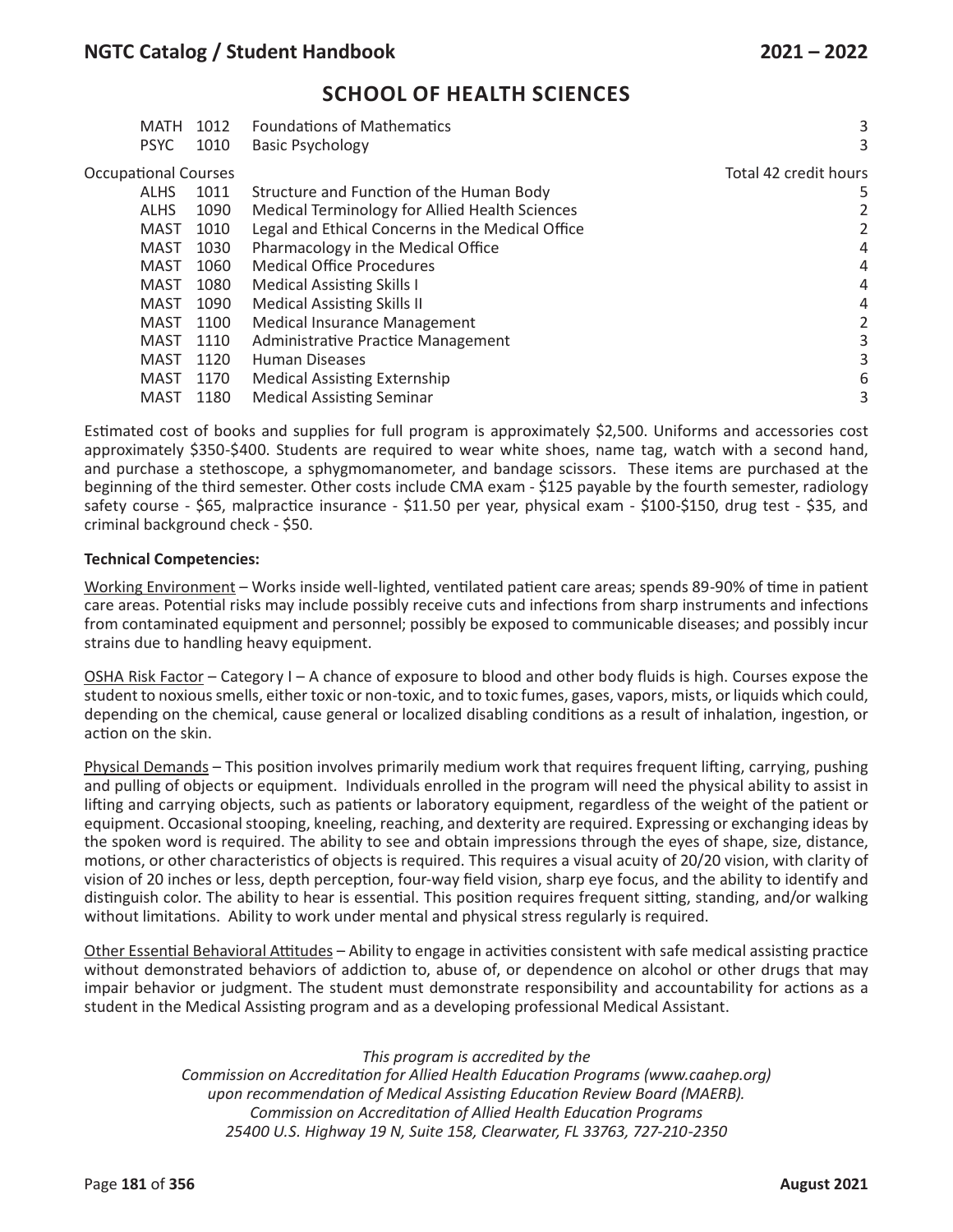# SCHOOL OF HEALTH SCIENCES

| | | | |
|---|---|---|---|
| MATH | 1012 | Foundations of Mathematics | 3 |
| PSYC | 1010 | Basic Psychology | 3 |

Occupational Courses — Total 42 credit hours

| | | | |
|---|---|---|---|
| ALHS | 1011 | Structure and Function of the Human Body | 5 |
| ALHS | 1090 | Medical Terminology for Allied Health Sciences | 2 |
| MAST | 1010 | Legal and Ethical Concerns in the Medical Office | 2 |
| MAST | 1030 | Pharmacology in the Medical Office | 4 |
| MAST | 1060 | Medical Office Procedures | 4 |
| MAST | 1080 | Medical Assisting Skills I | 4 |
| MAST | 1090 | Medical Assisting Skills II | 4 |
| MAST | 1100 | Medical Insurance Management | 2 |
| MAST | 1110 | Administrative Practice Management | 3 |
| MAST | 1120 | Human Diseases | 3 |
| MAST | 1170 | Medical Assisting Externship | 6 |
| MAST | 1180 | Medical Assisting Seminar | 3 |

Estimated cost of books and supplies for full program is approximately $2,500. Uniforms and accessories cost approximately $350-$400. Students are required to wear white shoes, name tag, watch with a second hand, and purchase a stethoscope, a sphygmomanometer, and bandage scissors. These items are purchased at the beginning of the third semester. Other costs include CMA exam - $125 payable by the fourth semester, radiology safety course - $65, malpractice insurance - $11.50 per year, physical exam - $100-$150, drug test - $35, and criminal background check - $50.

**Technical Competencies:**

Working Environment – Works inside well-lighted, ventilated patient care areas; spends 89-90% of time in patient care areas. Potential risks may include possibly receive cuts and infections from sharp instruments and infections from contaminated equipment and personnel; possibly be exposed to communicable diseases; and possibly incur strains due to handling heavy equipment.

OSHA Risk Factor – Category I – A chance of exposure to blood and other body fluids is high. Courses expose the student to noxious smells, either toxic or non-toxic, and to toxic fumes, gases, vapors, mists, or liquids which could, depending on the chemical, cause general or localized disabling conditions as a result of inhalation, ingestion, or action on the skin.

Physical Demands – This position involves primarily medium work that requires frequent lifting, carrying, pushing and pulling of objects or equipment. Individuals enrolled in the program will need the physical ability to assist in lifting and carrying objects, such as patients or laboratory equipment, regardless of the weight of the patient or equipment. Occasional stooping, kneeling, reaching, and dexterity are required. Expressing or exchanging ideas by the spoken word is required. The ability to see and obtain impressions through the eyes of shape, size, distance, motions, or other characteristics of objects is required. This requires a visual acuity of 20/20 vision, with clarity of vision of 20 inches or less, depth perception, four-way field vision, sharp eye focus, and the ability to identify and distinguish color. The ability to hear is essential. This position requires frequent sitting, standing, and/or walking without limitations. Ability to work under mental and physical stress regularly is required.

Other Essential Behavioral Attitudes – Ability to engage in activities consistent with safe medical assisting practice without demonstrated behaviors of addiction to, abuse of, or dependence on alcohol or other drugs that may impair behavior or judgment. The student must demonstrate responsibility and accountability for actions as a student in the Medical Assisting program and as a developing professional Medical Assistant.

*This program is accredited by the*
*Commission on Accreditation for Allied Health Education Programs (www.caahep.org)*
*upon recommendation of Medical Assisting Education Review Board (MAERB).*
*Commission on Accreditation of Allied Health Education Programs*
*25400 U.S. Highway 19 N, Suite 158, Clearwater, FL 33763, 727-210-2350*